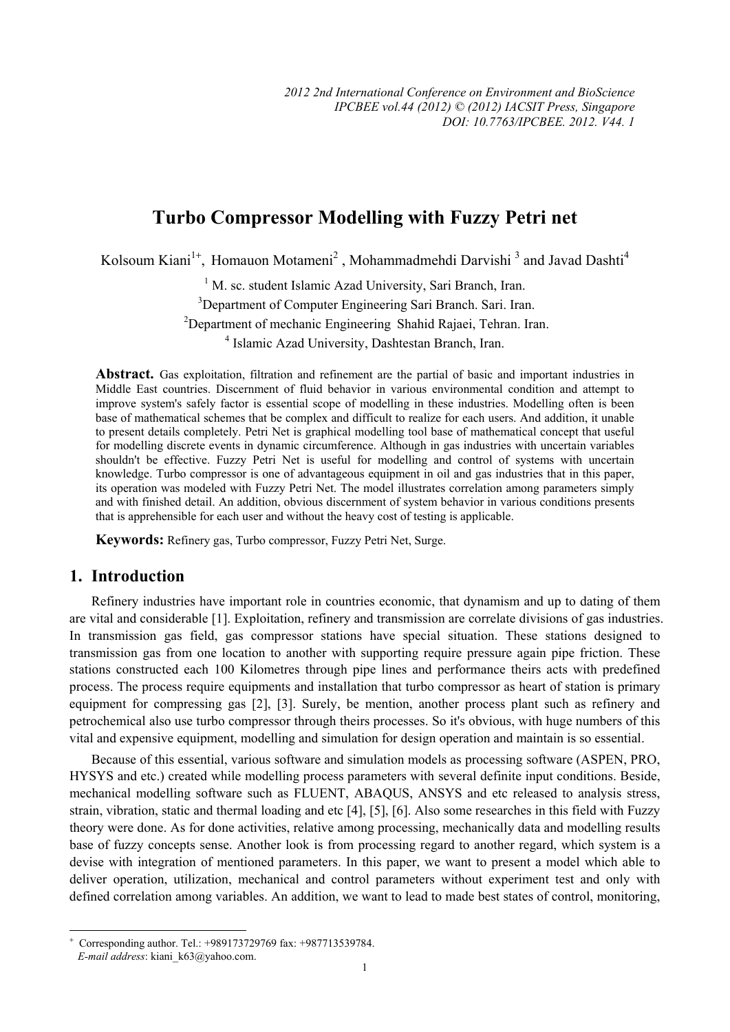# Turbo Compressor Modelling with Fuzzy Petri net

Kolsoum Kiani[1+], Homauon Motameni[2], Mohammadmehdi Darvishi[3] and Javad Dashti[4]

[1] M. sc. student Islamic Azad University, Sari Branch, Iran.

[3]Department of Computer Engineering Sari Branch. Sari. Iran.

[2]Department of mechanic Engineering Shahid Rajaei, Tehran. Iran.

[4] Islamic Azad University, Dashtestan Branch, Iran.

**Abstract.** Gas exploitation, filtration and refinement are the partial of basic and important industries in Middle East countries. Discernment of fluid behavior in various environmental condition and attempt to improve system's safely factor is essential scope of modelling in these industries. Modelling often is been base of mathematical schemes that be complex and difficult to realize for each users. And addition, it unable to present details completely. Petri Net is graphical modelling tool base of mathematical concept that useful for modelling discrete events in dynamic circumference. Although in gas industries with uncertain variables shouldn't be effective. Fuzzy Petri Net is useful for modelling and control of systems with uncertain knowledge. Turbo compressor is one of advantageous equipment in oil and gas industries that in this paper, its operation was modeled with Fuzzy Petri Net. The model illustrates correlation among parameters simply and with finished detail. An addition, obvious discernment of system behavior in various conditions presents that is apprehensible for each user and without the heavy cost of testing is applicable.

**Keywords:** Refinery gas, Turbo compressor, Fuzzy Petri Net, Surge.

## 1. Introduction

Refinery industries have important role in countries economic, that dynamism and up to dating of them are vital and considerable [1]. Exploitation, refinery and transmission are correlate divisions of gas industries. In transmission gas field, gas compressor stations have special situation. These stations designed to transmission gas from one location to another with supporting require pressure again pipe friction. These stations constructed each 100 Kilometres through pipe lines and performance theirs acts with predefined process. The process require equipments and installation that turbo compressor as heart of station is primary equipment for compressing gas [2], [3]. Surely, be mention, another process plant such as refinery and petrochemical also use turbo compressor through theirs processes. So it's obvious, with huge numbers of this vital and expensive equipment, modelling and simulation for design operation and maintain is so essential.

Because of this essential, various software and simulation models as processing software (ASPEN, PRO, HYSYS and etc.) created while modelling process parameters with several definite input conditions. Beside, mechanical modelling software such as FLUENT, ABAQUS, ANSYS and etc released to analysis stress, strain, vibration, static and thermal loading and etc [4], [5], [6]. Also some researches in this field with Fuzzy theory were done. As for done activities, relative among processing, mechanically data and modelling results base of fuzzy concepts sense. Another look is from processing regard to another regard, which system is a devise with integration of mentioned parameters. In this paper, we want to present a model which able to deliver operation, utilization, mechanical and control parameters without experiment test and only with defined correlation among variables. An addition, we want to lead to made best states of control, monitoring,

---

[+] Corresponding author. Tel.: +989173729769 fax: +987713539784.
*E-mail address*: kiani_k63@yahoo.com.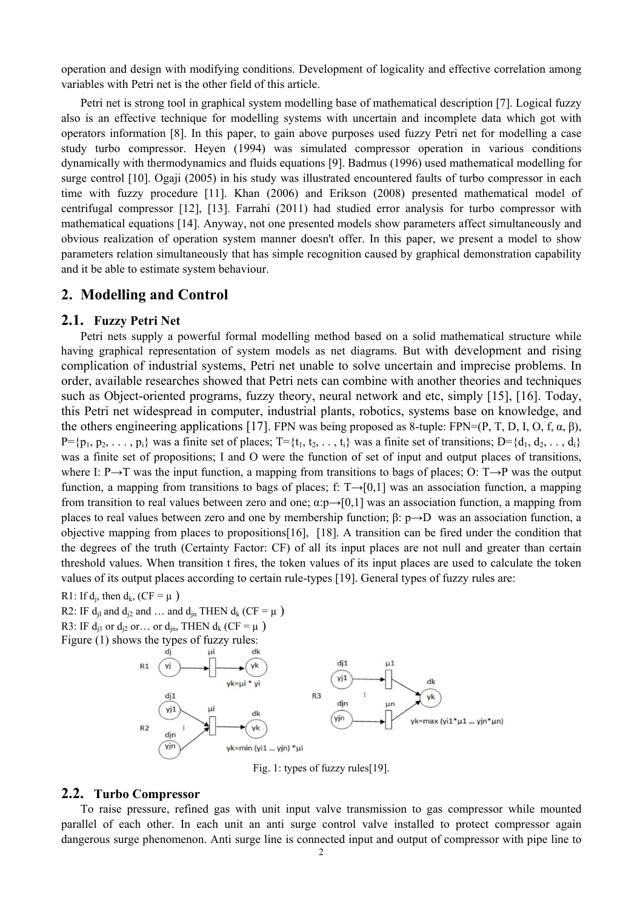operation and design with modifying conditions. Development of logicality and effective correlation among variables with Petri net is the other field of this article.

Petri net is strong tool in graphical system modelling base of mathematical description [7]. Logical fuzzy also is an effective technique for modelling systems with uncertain and incomplete data which got with operators information [8]. In this paper, to gain above purposes used fuzzy Petri net for modelling a case study turbo compressor. Heyen (1994) was simulated compressor operation in various conditions dynamically with thermodynamics and fluids equations [9]. Badmus (1996) used mathematical modelling for surge control [10]. Ogaji (2005) in his study was illustrated encountered faults of turbo compressor in each time with fuzzy procedure [11]. Khan (2006) and Erikson (2008) presented mathematical model of centrifugal compressor [12], [13]. Farrahi (2011) had studied error analysis for turbo compressor with mathematical equations [14]. Anyway, not one presented models show parameters affect simultaneously and obvious realization of operation system manner doesn't offer. In this paper, we present a model to show parameters relation simultaneously that has simple recognition caused by graphical demonstration capability and it be able to estimate system behaviour.

## 2. Modelling and Control

### 2.1. Fuzzy Petri Net

Petri nets supply a powerful formal modelling method based on a solid mathematical structure while having graphical representation of system models as net diagrams. But with development and rising complication of industrial systems, Petri net unable to solve uncertain and imprecise problems. In order, available researches showed that Petri nets can combine with another theories and techniques such as Object-oriented programs, fuzzy theory, neural network and etc, simply [15], [16]. Today, this Petri net widespread in computer, industrial plants, robotics, systems base on knowledge, and the others engineering applications [17]. FPN was being proposed as 8-tuple: FPN=(P, T, D, I, O, f, α, β), $P=\{p_1, p_2, \ldots, p_i\}$ was a finite set of places; $T=\{t_1, t_2, \ldots, t_i\}$ was a finite set of transitions; $D=\{d_1, d_2, \ldots, d_i\}$ was a finite set of propositions; I and O were the function of set of input and output places of transitions, where $I: P \rightarrow T$ was the input function, a mapping from transitions to bags of places; $O: T \rightarrow P$ was the output function, a mapping from transitions to bags of places; $f: T \rightarrow [0,1]$ was an association function, a mapping from transition to real values between zero and one; $\alpha: p \rightarrow [0,1]$ was an association function, a mapping from places to real values between zero and one by membership function; $\beta: p \rightarrow D$ was an association function, a objective mapping from places to propositions[16], [18]. A transition can be fired under the condition that the degrees of the truth (Certainty Factor: CF) of all its input places are not null and greater than certain threshold values. When transition t fires, the token values of its input places are used to calculate the token values of its output places according to certain rule-types [19]. General types of fuzzy rules are:

R1: If $d_j$, then $d_k$, (CF = μ)
R2: IF $d_{jl}$ and $d_{j2}$ and … and $d_{jn}$ THEN $d_k$ (CF = μ)
R3: IF $d_{j1}$ or $d_{j2}$ or… or $d_{jn}$, THEN $d_k$ (CF = μ)
Figure (1) shows the types of fuzzy rules:

Fig. 1: types of fuzzy rules[19].

### 2.2. Turbo Compressor

To raise pressure, refined gas with unit input valve transmission to gas compressor while mounted parallel of each other. In each unit an anti surge control valve installed to protect compressor again dangerous surge phenomenon. Anti surge line is connected input and output of compressor with pipe line to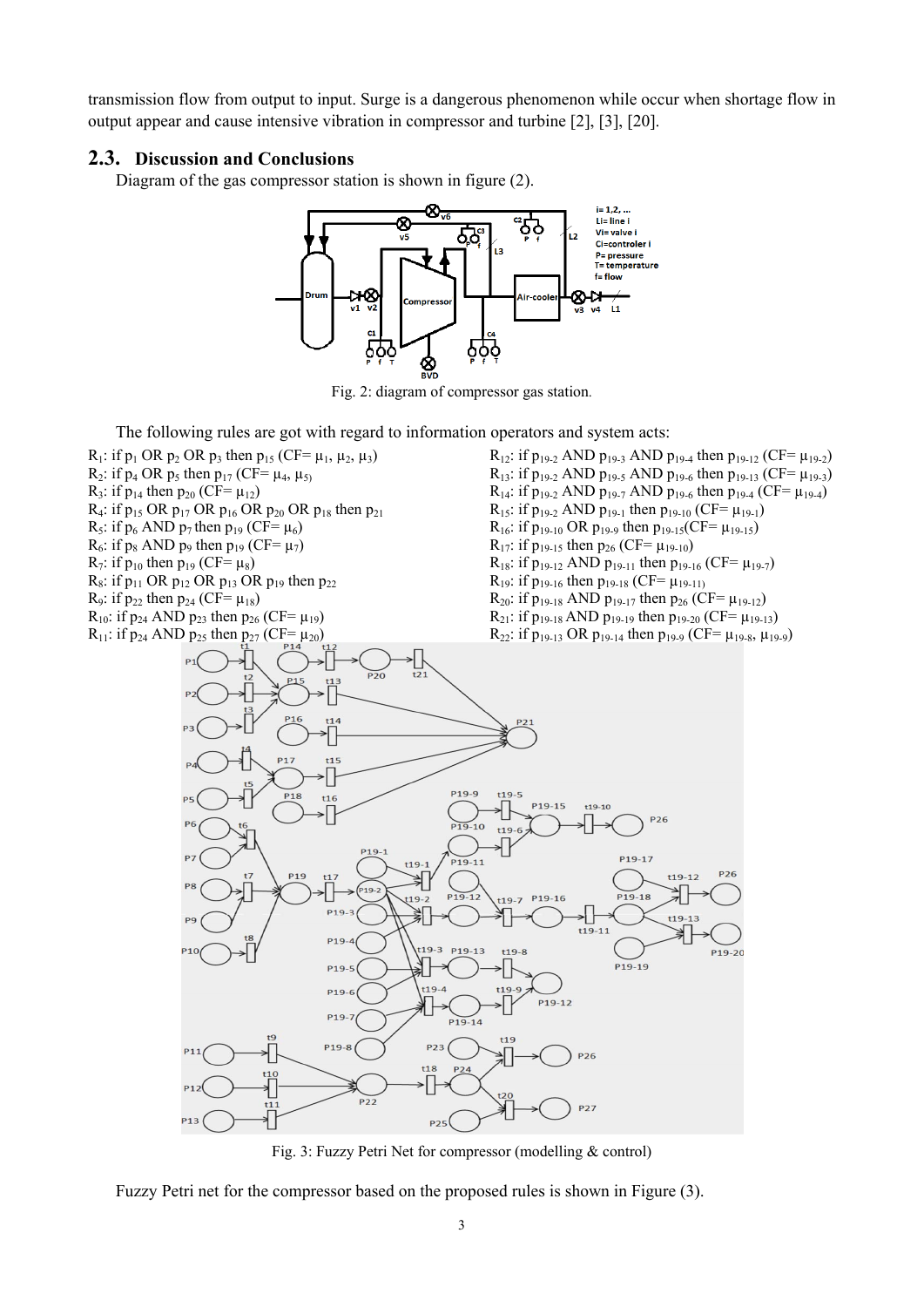transmission flow from output to input. Surge is a dangerous phenomenon while occur when shortage flow in output appear and cause intensive vibration in compressor and turbine [2], [3], [20].

## 2.3. Discussion and Conclusions

Diagram of the gas compressor station is shown in figure (2).

Fig. 2: diagram of compressor gas station.

The following rules are got with regard to information operators and system acts:

$R_1$: if $p_1$ OR $p_2$ OR $p_3$ then $p_{15}$ (CF= $\mu_1$, $\mu_2$, $\mu_3$)
$R_2$: if $p_4$ OR $p_5$ then $p_{17}$ (CF= $\mu_4$, $\mu_5$)
$R_3$: if $p_{14}$ then $p_{20}$ (CF= $\mu_{12}$)
$R_4$: if $p_{15}$ OR $p_{17}$ OR $p_{16}$ OR $p_{20}$ OR $p_{18}$ then $p_{21}$
$R_5$: if $p_6$ AND $p_7$ then $p_{19}$ (CF= $\mu_6$)
$R_6$: if $p_8$ AND $p_9$ then $p_{19}$ (CF= $\mu_7$)
$R_7$: if $p_{10}$ then $p_{19}$ (CF= $\mu_8$)
$R_8$: if $p_{11}$ OR $p_{12}$ OR $p_{13}$ OR $p_{19}$ then $p_{22}$
$R_9$: if $p_{22}$ then $p_{24}$ (CF= $\mu_{18}$)
$R_{10}$: if $p_{24}$ AND $p_{23}$ then $p_{26}$ (CF= $\mu_{19}$)
$R_{11}$: if $p_{24}$ AND $p_{25}$ then $p_{27}$ (CF= $\mu_{20}$)
$R_{12}$: if $p_{19\text{-}2}$ AND $p_{19\text{-}3}$ AND $p_{19\text{-}4}$ then $p_{19\text{-}12}$ (CF= $\mu_{19\text{-}2}$)
$R_{13}$: if $p_{19\text{-}2}$ AND $p_{19\text{-}5}$ AND $p_{19\text{-}6}$ then $p_{19\text{-}13}$ (CF= $\mu_{19\text{-}3}$)
$R_{14}$: if $p_{19\text{-}2}$ AND $p_{19\text{-}7}$ AND $p_{19\text{-}6}$ then $p_{19\text{-}4}$ (CF= $\mu_{19\text{-}4}$)
$R_{15}$: if $p_{19\text{-}2}$ AND $p_{19\text{-}1}$ then $p_{19\text{-}10}$ (CF= $\mu_{19\text{-}1}$)
$R_{16}$: if $p_{19\text{-}10}$ OR $p_{19\text{-}9}$ then $p_{19\text{-}15}$(CF= $\mu_{19\text{-}15}$)
$R_{17}$: if $p_{19\text{-}15}$ then $p_{26}$ (CF= $\mu_{19\text{-}10}$)
$R_{18}$: if $p_{19\text{-}12}$ AND $p_{19\text{-}11}$ then $p_{19\text{-}16}$ (CF= $\mu_{19\text{-}7}$)
$R_{19}$: if $p_{19\text{-}16}$ then $p_{19\text{-}18}$ (CF= $\mu_{19\text{-}11}$)
$R_{20}$: if $p_{19\text{-}18}$ AND $p_{19\text{-}17}$ then $p_{26}$ (CF= $\mu_{19\text{-}12}$)
$R_{21}$: if $p_{19\text{-}18}$ AND $p_{19\text{-}19}$ then $p_{19\text{-}20}$ (CF= $\mu_{19\text{-}13}$)
$R_{22}$: if $p_{19\text{-}13}$ OR $p_{19\text{-}14}$ then $p_{19\text{-}9}$ (CF= $\mu_{19\text{-}8}$, $\mu_{19\text{-}9}$)

Fig. 3: Fuzzy Petri Net for compressor (modelling & control)

Fuzzy Petri net for the compressor based on the proposed rules is shown in Figure (3).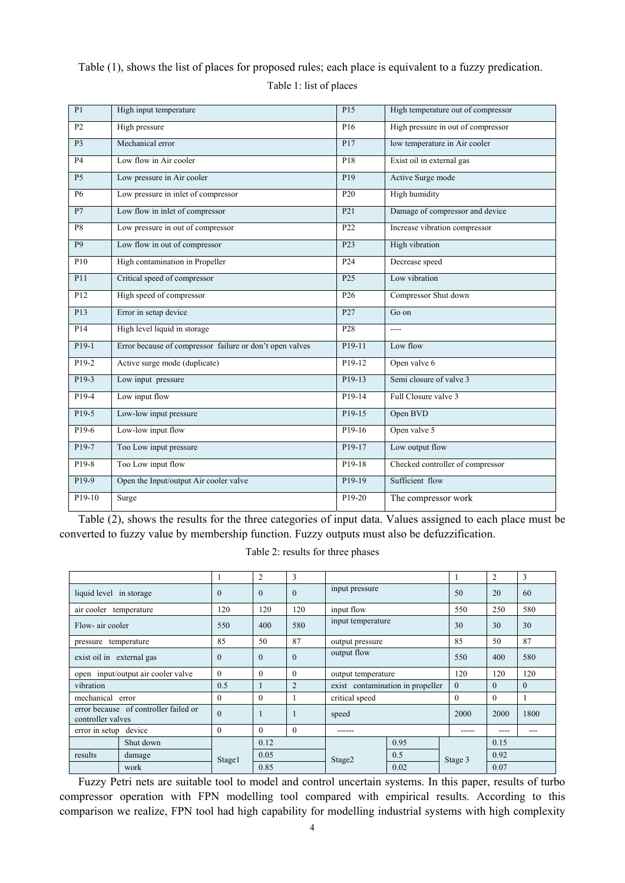Table (1), shows the list of places for proposed rules; each place is equivalent to a fuzzy predication.

Table 1: list of places

| | | | |
|---|---|---|---|
| P1 | High input temperature | P15 | High temperature out of compressor |
| P2 | High pressure | P16 | High pressure in out of compressor |
| P3 | Mechanical error | P17 | low temperature in Air cooler |
| P4 | Low flow in Air cooler | P18 | Exist oil in external gas |
| P5 | Low pressure in Air cooler | P19 | Active Surge mode |
| P6 | Low pressure in inlet of compressor | P20 | High humidity |
| P7 | Low flow in inlet of compressor | P21 | Damage of compressor and device |
| P8 | Low pressure in out of compressor | P22 | Increase vibration compressor |
| P9 | Low flow in out of compressor | P23 | High vibration |
| P10 | High contamination in Propeller | P24 | Decrease speed |
| P11 | Critical speed of compressor | P25 | Low vibration |
| P12 | High speed of compressor | P26 | Compressor Shut down |
| P13 | Error in setup device | P27 | Go on |
| P14 | High level liquid in storage | P28 | ---- |
| P19-1 | Error because of compressor failure or don't open valves | P19-11 | Low flow |
| P19-2 | Active surge mode (duplicate) | P19-12 | Open valve 6 |
| P19-3 | Low input pressure | P19-13 | Semi closure of valve 3 |
| P19-4 | Low input flow | P19-14 | Full Closure valve 3 |
| P19-5 | Low-low input pressure | P19-15 | Open BVD |
| P19-6 | Low-low input flow | P19-16 | Open valve 5 |
| P19-7 | Too Low input pressure | P19-17 | Low output flow |
| P19-8 | Too Low input flow | P19-18 | Checked controller of compressor |
| P19-9 | Open the Input/output Air cooler valve | P19-19 | Sufficient flow |
| P19-10 | Surge | P19-20 | The compressor work |

Table (2), shows the results for the three categories of input data. Values assigned to each place must be converted to fuzzy value by membership function. Fuzzy outputs must also be defuzzification.

Table 2: results for three phases

| | 1 | 2 | 3 | | 1 | 2 | 3 |
|---|---|---|---|---|---|---|---|
| liquid level in storage | 0 | 0 | 0 | input pressure | 50 | 20 | 60 |
| air cooler temperature | 120 | 120 | 120 | input flow | 550 | 250 | 580 |
| Flow- air cooler | 550 | 400 | 580 | input temperature | 30 | 30 | 30 |
| pressure temperature | 85 | 50 | 87 | output pressure | 85 | 50 | 87 |
| exist oil in external gas | 0 | 0 | 0 | output flow | 550 | 400 | 580 |
| open input/output air cooler valve | 0 | 0 | 0 | output temperature | 120 | 120 | 120 |
| vibration | 0.5 | 1 | 2 | exist contamination in propeller | 0 | 0 | 0 |
| mechanical error | 0 | 0 | 1 | critical speed | 0 | 0 | 1 |
| error because of controller failed or controller valves | 0 | 1 | 1 | speed | 2000 | 2000 | 1800 |
| error in setup device | 0 | 0 | 0 | ------ | ----- | ---- | --- |

| results | | | | | | | |
|---|---|---|---|---|---|---|---|
| Shut down | Stage1 | 0.12 | Stage2 | 0.95 | Stage 3 | 0.15 |
| damage | | 0.05 | | 0.5 | | 0.92 |
| work | | 0.85 | | 0.02 | | 0.07 |

Fuzzy Petri nets are suitable tool to model and control uncertain systems. In this paper, results of turbo compressor operation with FPN modelling tool compared with empirical results. According to this comparison we realize, FPN tool had high capability for modelling industrial systems with high complexity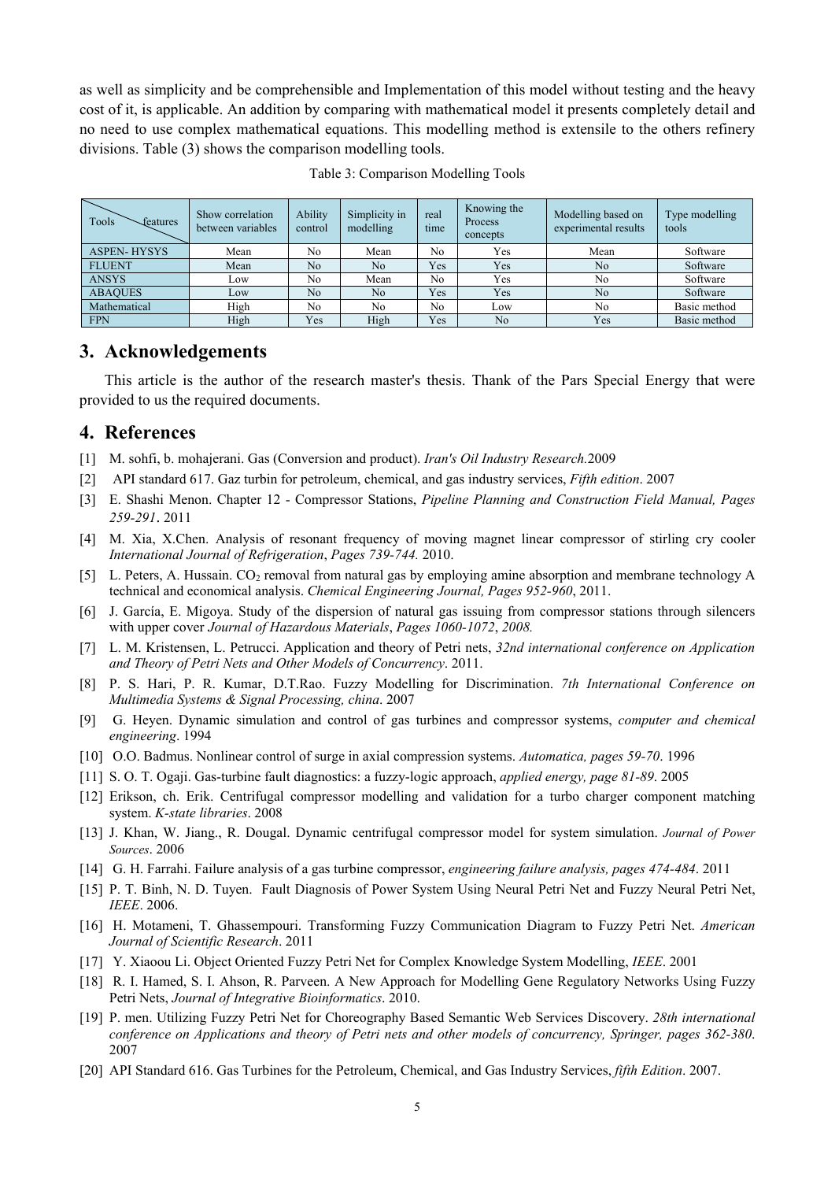as well as simplicity and be comprehensible and Implementation of this model without testing and the heavy cost of it, is applicable. An addition by comparing with mathematical model it presents completely detail and no need to use complex mathematical equations. This modelling method is extensile to the others refinery divisions. Table (3) shows the comparison modelling tools.

Table 3: Comparison Modelling Tools

| Tools / features | Show correlation between variables | Ability control | Simplicity in modelling | real time | Knowing the Process concepts | Modelling based on experimental results | Type modelling tools |
|---|---|---|---|---|---|---|---|
| ASPEN- HYSYS | Mean | No | Mean | No | Yes | Mean | Software |
| FLUENT | Mean | No | No | Yes | Yes | No | Software |
| ANSYS | Low | No | Mean | No | Yes | No | Software |
| ABAQUES | Low | No | No | Yes | Yes | No | Software |
| Mathematical | High | No | No | No | Low | No | Basic method |
| FPN | High | Yes | High | Yes | No | Yes | Basic method |

## 3. Acknowledgements

This article is the author of the research master's thesis. Thank of the Pars Special Energy that were provided to us the required documents.

## 4. References

[1] M. sohfi, b. mohajerani. Gas (Conversion and product). *Iran's Oil Industry Research.*2009

[2] API standard 617. Gaz turbin for petroleum, chemical, and gas industry services, *Fifth edition*. 2007

[3] E. Shashi Menon. Chapter 12 - Compressor Stations, *Pipeline Planning and Construction Field Manual, Pages 259-291*. 2011

[4] M. Xia, X.Chen. Analysis of resonant frequency of moving magnet linear compressor of stirling cry cooler *International Journal of Refrigeration*, *Pages 739-744.* 2010.

[5] L. Peters, A. Hussain. $CO_2$ removal from natural gas by employing amine absorption and membrane technology A technical and economical analysis. *Chemical Engineering Journal, Pages 952-960*, 2011.

[6] J. García, E. Migoya. Study of the dispersion of natural gas issuing from compressor stations through silencers with upper cover *Journal of Hazardous Materials*, *Pages 1060-1072*, *2008.*

[7] L. M. Kristensen, L. Petrucci. Application and theory of Petri nets, *32nd international conference on Application and Theory of Petri Nets and Other Models of Concurrency*. 2011.

[8] P. S. Hari, P. R. Kumar, D.T.Rao. Fuzzy Modelling for Discrimination. *7th International Conference on Multimedia Systems & Signal Processing, china*. 2007

[9] G. Heyen. Dynamic simulation and control of gas turbines and compressor systems, *computer and chemical engineering*. 1994

[10] O.O. Badmus. Nonlinear control of surge in axial compression systems. *Automatica, pages 59-70*. 1996

[11] S. O. T. Ogaji. Gas-turbine fault diagnostics: a fuzzy-logic approach, *applied energy, page 81-89*. 2005

[12] Erikson, ch. Erik. Centrifugal compressor modelling and validation for a turbo charger component matching system. *K-state libraries*. 2008

[13] J. Khan, W. Jiang., R. Dougal. Dynamic centrifugal compressor model for system simulation. *Journal of Power Sources*. 2006

[14] G. H. Farrahi. Failure analysis of a gas turbine compressor, *engineering failure analysis, pages 474-484*. 2011

[15] P. T. Binh, N. D. Tuyen. Fault Diagnosis of Power System Using Neural Petri Net and Fuzzy Neural Petri Net, *IEEE*. 2006.

[16] H. Motameni, T. Ghassempouri. Transforming Fuzzy Communication Diagram to Fuzzy Petri Net. *American Journal of Scientific Research*. 2011

[17] Y. Xiaoou Li. Object Oriented Fuzzy Petri Net for Complex Knowledge System Modelling, *IEEE*. 2001

[18] R. I. Hamed, S. I. Ahson, R. Parveen. A New Approach for Modelling Gene Regulatory Networks Using Fuzzy Petri Nets, *Journal of Integrative Bioinformatics*. 2010.

[19] P. men. Utilizing Fuzzy Petri Net for Choreography Based Semantic Web Services Discovery. *28th international conference on Applications and theory of Petri nets and other models of concurrency, Springer, pages 362-380*. 2007

[20] API Standard 616. Gas Turbines for the Petroleum, Chemical, and Gas Industry Services, *fifth Edition*. 2007.